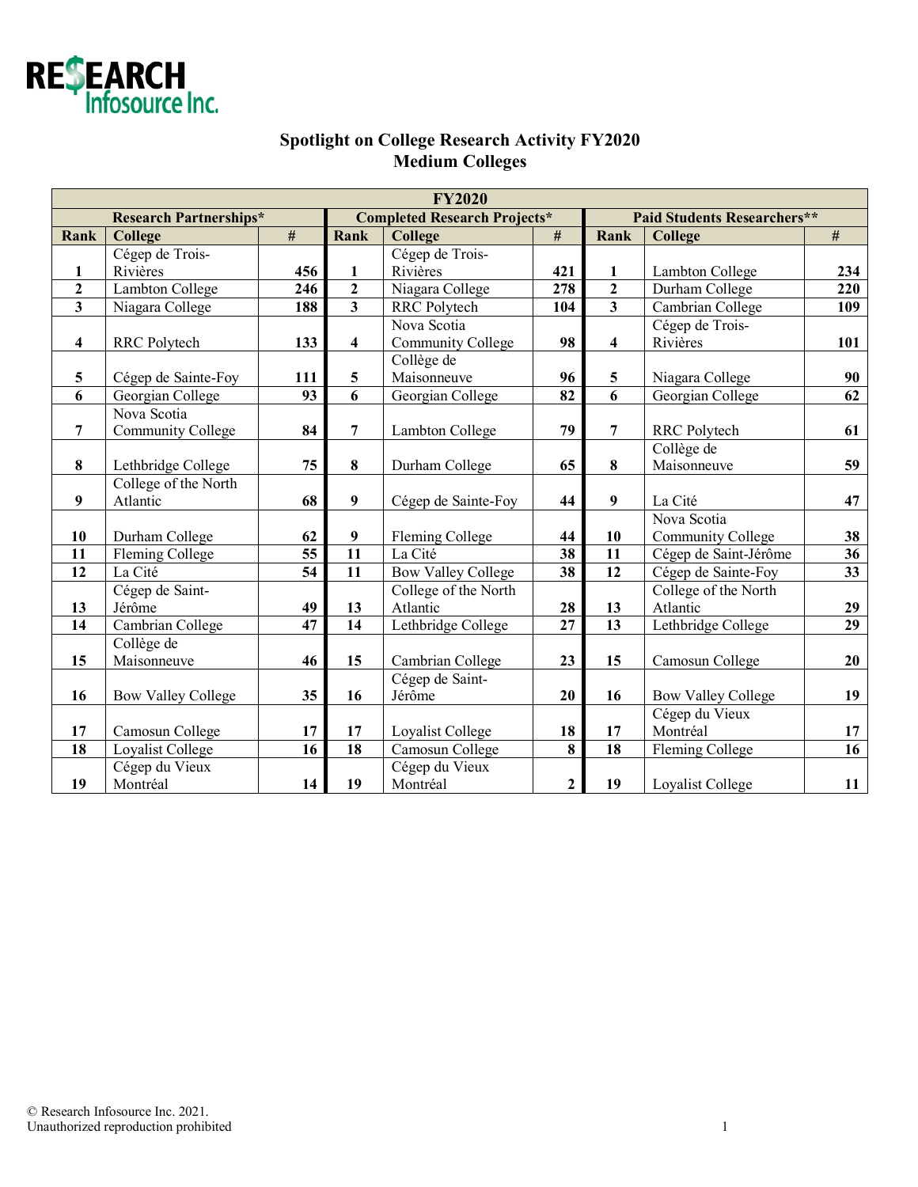RESEARCH Infosource Inc.

# Spotlight on College Research Activity FY2020
## Medium Colleges

| FY2020 | | | | | | | | |
|---|---|---|---|---|---|---|---|---|
| **Research Partnerships*** | | | **Completed Research Projects*** | | | **Paid Students Researchers**** | | |
| **Rank** | **College** | **#** | **Rank** | **College** | **#** | **Rank** | **College** | **#** |
| 1 | Cégep de Trois-Rivières | 456 | 1 | Cégep de Trois-Rivières | 421 | 1 | Lambton College | 234 |
| 2 | Lambton College | 246 | 2 | Niagara College | 278 | 2 | Durham College | 220 |
| 3 | Niagara College | 188 | 3 | RRC Polytech | 104 | 3 | Cambrian College | 109 |
| 4 | RRC Polytech | 133 | 4 | Nova Scotia Community College | 98 | 4 | Cégep de Trois-Rivières | 101 |
| 5 | Cégep de Sainte-Foy | 111 | 5 | Collège de Maisonneuve | 96 | 5 | Niagara College | 90 |
| 6 | Georgian College | 93 | 6 | Georgian College | 82 | 6 | Georgian College | 62 |
| 7 | Nova Scotia Community College | 84 | 7 | Lambton College | 79 | 7 | RRC Polytech | 61 |
| 8 | Lethbridge College | 75 | 8 | Durham College | 65 | 8 | Collège de Maisonneuve | 59 |
| 9 | College of the North Atlantic | 68 | 9 | Cégep de Sainte-Foy | 44 | 9 | La Cité | 47 |
| 10 | Durham College | 62 | 9 | Fleming College | 44 | 10 | Nova Scotia Community College | 38 |
| 11 | Fleming College | 55 | 11 | La Cité | 38 | 11 | Cégep de Saint-Jérôme | 36 |
| 12 | La Cité | 54 | 11 | Bow Valley College | 38 | 12 | Cégep de Sainte-Foy | 33 |
| 13 | Cégep de Saint-Jérôme | 49 | 13 | College of the North Atlantic | 28 | 13 | College of the North Atlantic | 29 |
| 14 | Cambrian College | 47 | 14 | Lethbridge College | 27 | 13 | Lethbridge College | 29 |
| 15 | Collège de Maisonneuve | 46 | 15 | Cambrian College | 23 | 15 | Camosun College | 20 |
| 16 | Bow Valley College | 35 | 16 | Cégep de Saint-Jérôme | 20 | 16 | Bow Valley College | 19 |
| 17 | Camosun College | 17 | 17 | Loyalist College | 18 | 17 | Cégep du Vieux Montréal | 17 |
| 18 | Loyalist College | 16 | 18 | Camosun College | 8 | 18 | Fleming College | 16 |
| 19 | Cégep du Vieux Montréal | 14 | 19 | Cégep du Vieux Montréal | 2 | 19 | Loyalist College | 11 |

© Research Infosource Inc. 2021.
Unauthorized reproduction prohibited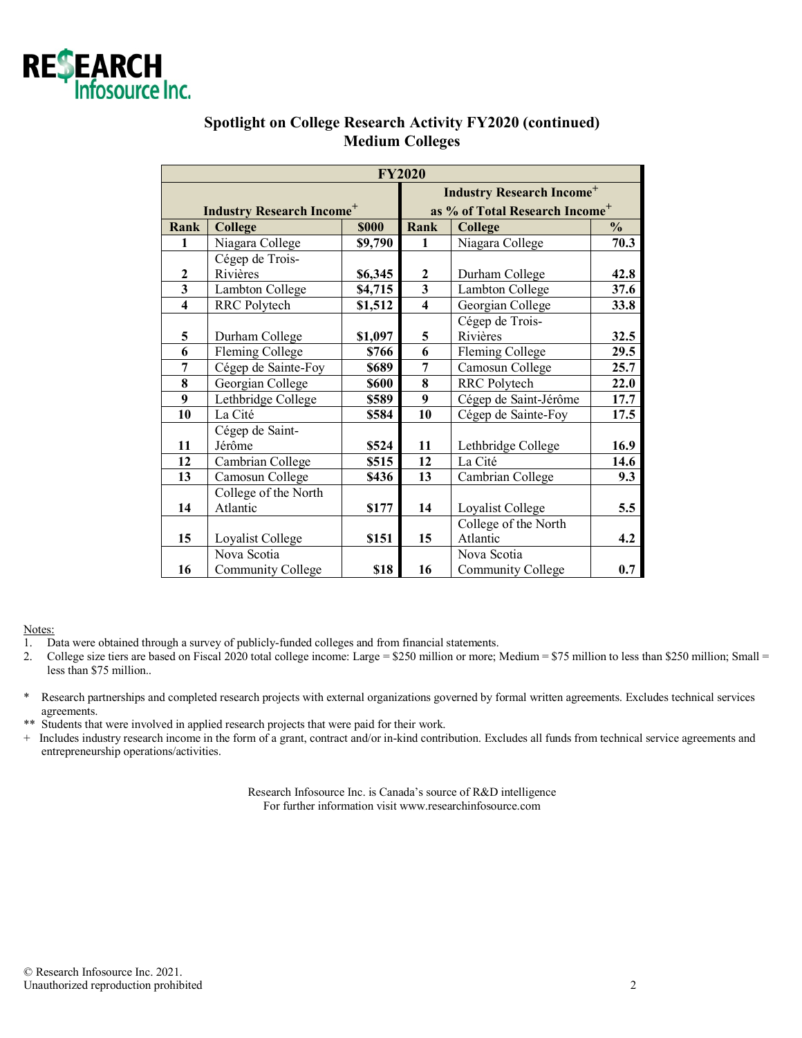## Spotlight on College Research Activity FY2020 (continued)
## Medium Colleges

| FY2020 | | | | | |
|---|---|---|---|---|---|
| Industry Research Income+ | | | Industry Research Income+ as % of Total Research Income+ | | |
| **Rank** | **College** | **$000** | **Rank** | **College** | **%** |
| **1** | Niagara College | **$9,790** | **1** | Niagara College | **70.3** |
| **2** | Cégep de Trois-Rivières | **$6,345** | **2** | Durham College | **42.8** |
| **3** | Lambton College | **$4,715** | **3** | Lambton College | **37.6** |
| **4** | RRC Polytech | **$1,512** | **4** | Georgian College | **33.8** |
| **5** | Durham College | **$1,097** | **5** | Cégep de Trois-Rivières | **32.5** |
| **6** | Fleming College | **$766** | **6** | Fleming College | **29.5** |
| **7** | Cégep de Sainte-Foy | **$689** | **7** | Camosun College | **25.7** |
| **8** | Georgian College | **$600** | **8** | RRC Polytech | **22.0** |
| **9** | Lethbridge College | **$589** | **9** | Cégep de Saint-Jérôme | **17.7** |
| **10** | La Cité | **$584** | **10** | Cégep de Sainte-Foy | **17.5** |
| **11** | Cégep de Saint-Jérôme | **$524** | **11** | Lethbridge College | **16.9** |
| **12** | Cambrian College | **$515** | **12** | La Cité | **14.6** |
| **13** | Camosun College | **$436** | **13** | Cambrian College | **9.3** |
| **14** | College of the North Atlantic | **$177** | **14** | Loyalist College | **5.5** |
| **15** | Loyalist College | **$151** | **15** | College of the North Atlantic | **4.2** |
| **16** | Nova Scotia Community College | **$18** | **16** | Nova Scotia Community College | **0.7** |

Notes:
1. Data were obtained through a survey of publicly-funded colleges and from financial statements.
2. College size tiers are based on Fiscal 2020 total college income: Large = $250 million or more; Medium = $75 million to less than $250 million; Small = less than $75 million..

\* Research partnerships and completed research projects with external organizations governed by formal written agreements. Excludes technical services agreements.

** Students that were involved in applied research projects that were paid for their work.

\+ Includes industry research income in the form of a grant, contract and/or in-kind contribution. Excludes all funds from technical service agreements and entrepreneurship operations/activities.

Research Infosource Inc. is Canada's source of R&D intelligence
For further information visit www.researchinfosource.com

© Research Infosource Inc. 2021.
Unauthorized reproduction prohibited